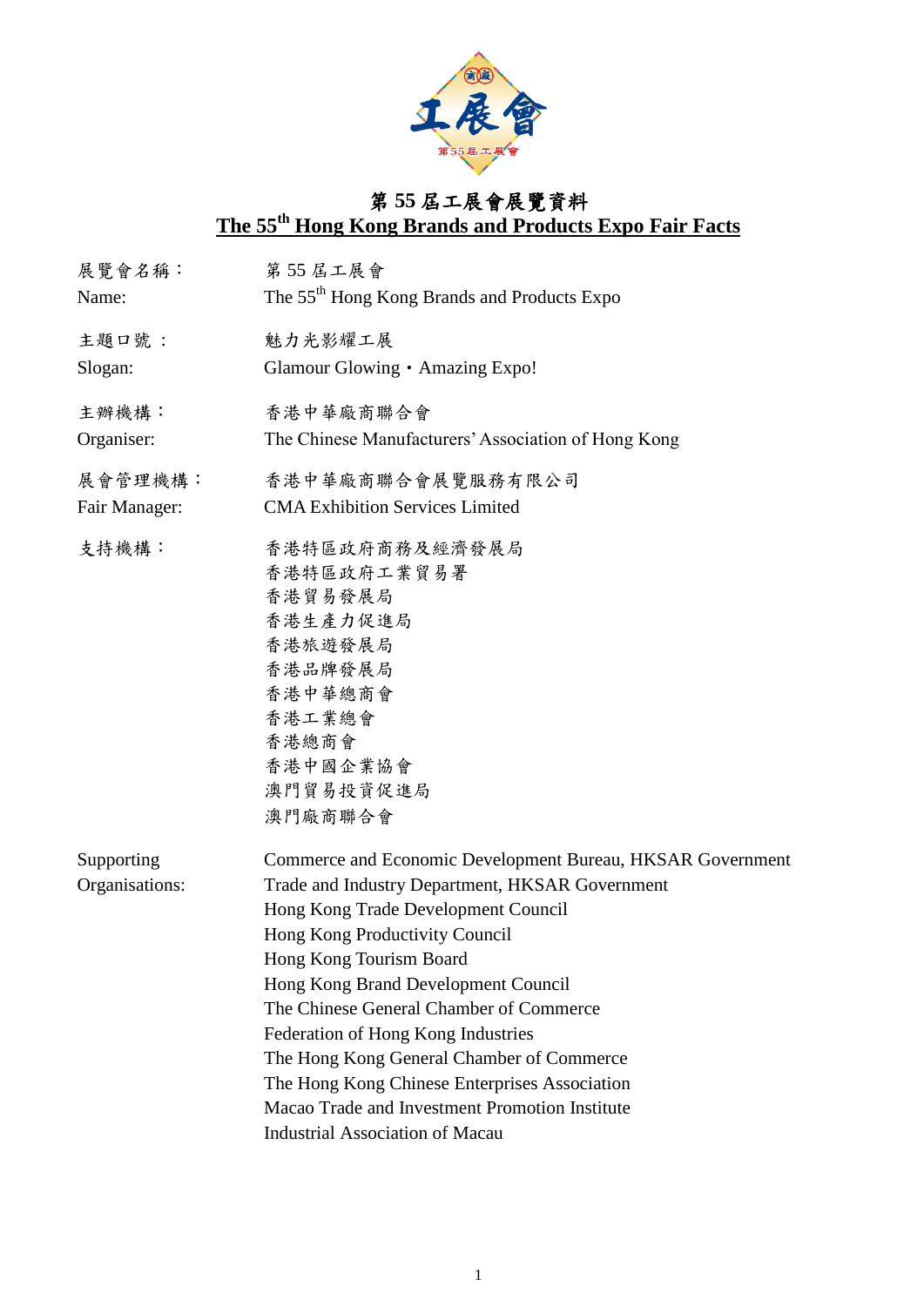# 第 55 屆工展會展覽資料
# The 55th Hong Kong Brands and Products Expo Fair Facts

展覽會名稱： 第 55 屆工展會
Name: The 55th Hong Kong Brands and Products Expo

主題口號 ： 魅力光影耀工展
Slogan: Glamour Glowing・Amazing Expo!

主辦機構： 香港中華廠商聯合會
Organiser: The Chinese Manufacturers' Association of Hong Kong

展會管理機構： 香港中華廠商聯合會展覽服務有限公司
Fair Manager: CMA Exhibition Services Limited

支持機構：
香港特區政府商務及經濟發展局
香港特區政府工業貿易署
香港貿易發展局
香港生產力促進局
香港旅遊發展局
香港品牌發展局
香港中華總商會
香港工業總會
香港總商會
香港中國企業協會
澳門貿易投資促進局
澳門廠商聯合會

Supporting Organisations:
Commerce and Economic Development Bureau, HKSAR Government
Trade and Industry Department, HKSAR Government
Hong Kong Trade Development Council
Hong Kong Productivity Council
Hong Kong Tourism Board
Hong Kong Brand Development Council
The Chinese General Chamber of Commerce
Federation of Hong Kong Industries
The Hong Kong General Chamber of Commerce
The Hong Kong Chinese Enterprises Association
Macao Trade and Investment Promotion Institute
Industrial Association of Macau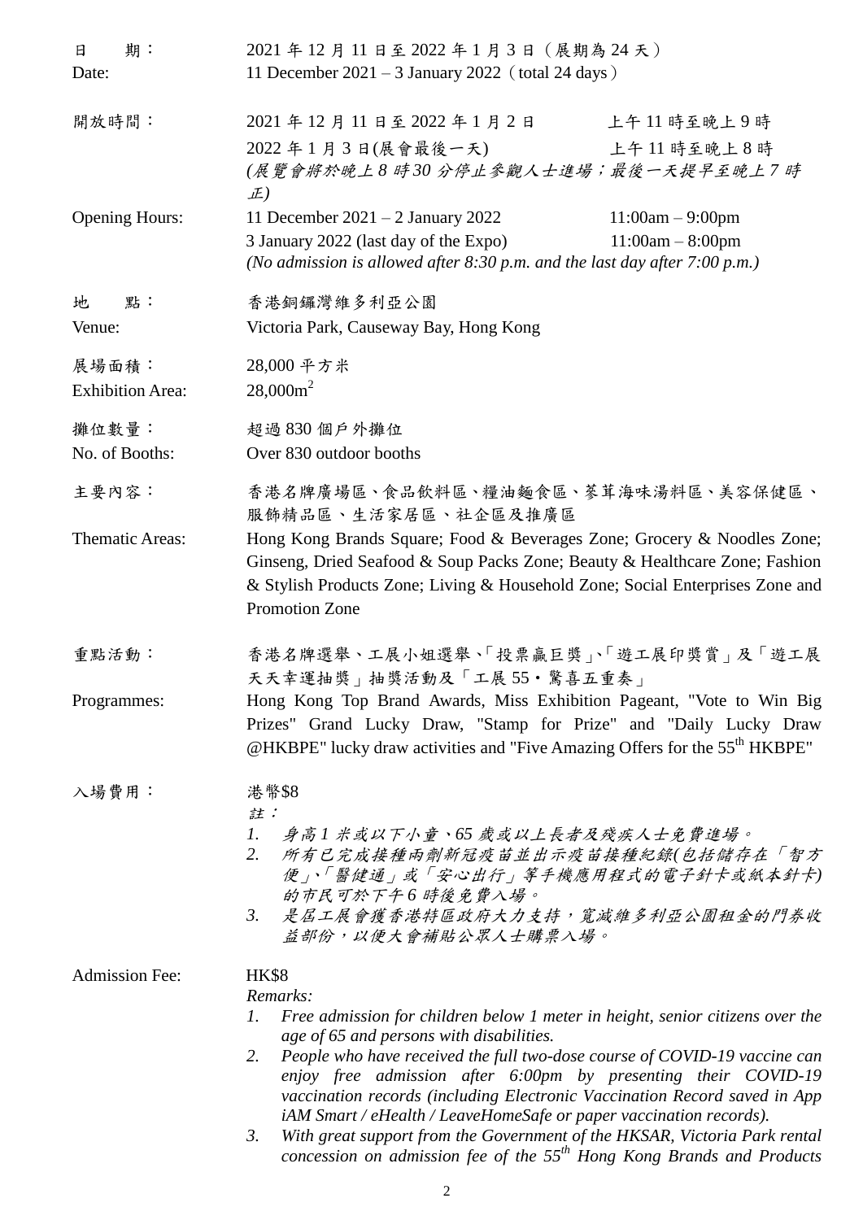| | |
|---|---|
| 日　期：<br>Date: | 2021 年 12 月 11 日至 2022 年 1 月 3 日（展期為 24 天）<br>11 December 2021 – 3 January 2022（total 24 days） |
| 開放時間： | 2021 年 12 月 11 日至 2022 年 1 月 2 日　　上午 11 時至晚上 9 時<br>2022 年 1 月 3 日(展會最後一天)　　上午 11 時至晚上 8 時<br>*(展覽會將於晚上 8 時 30 分停止參觀人士進場；最後一天提早至晚上 7 時正)* |
| Opening Hours: | 11 December 2021 – 2 January 2022　　11:00am – 9:00pm<br>3 January 2022 (last day of the Expo)　　11:00am – 8:00pm<br>*(No admission is allowed after 8:30 p.m. and the last day after 7:00 p.m.)* |
| 地　點：<br>Venue: | 香港銅鑼灣維多利亞公園<br>Victoria Park, Causeway Bay, Hong Kong |
| 展場面積：<br>Exhibition Area: | 28,000 平方米<br>28,000m$^2$ |
| 攤位數量：<br>No. of Booths: | 超過 830 個戶外攤位<br>Over 830 outdoor booths |
| 主要內容： | 香港名牌廣場區、食品飲料區、糧油麵食區、蔘茸海味湯料區、美容保健區、服飾精品區、生活家居區、社企區及推廣區 |
| Thematic Areas: | Hong Kong Brands Square; Food & Beverages Zone; Grocery & Noodles Zone; Ginseng, Dried Seafood & Soup Packs Zone; Beauty & Healthcare Zone; Fashion & Stylish Products Zone; Living & Household Zone; Social Enterprises Zone and Promotion Zone |
| 重點活動： | 香港名牌選舉、工展小姐選舉、「投票贏巨獎」、「遊工展印獎賞」及「遊工展天天幸運抽獎」抽獎活動及「工展 55・驚喜五重奏」 |
| Programmes: | Hong Kong Top Brand Awards, Miss Exhibition Pageant, "Vote to Win Big Prizes" Grand Lucky Draw, "Stamp for Prize" and "Daily Lucky Draw @HKBPE" lucky draw activities and "Five Amazing Offers for the 55th HKBPE" |
| 入場費用： | 港幣$8<br>*註：*<br>*1. 身高 1 米或以下小童、65 歲或以上長者及殘疾人士免費進場。*<br>*2. 所有已完成接種兩劑新冠疫苗並出示疫苗接種紀錄(包括儲存在「智方便」、「醫健通」或「安心出行」等手機應用程式的電子針卡或紙本針卡)的市民可於下午 6 時後免費入場。*<br>*3. 是屆工展會獲香港特區政府大力支持，寬減維多利亞公園租金的門券收益部份，以便大會補貼公眾人士購票入場。* |
| Admission Fee: | HK$8<br>*Remarks:*<br>*1. Free admission for children below 1 meter in height, senior citizens over the age of 65 and persons with disabilities.*<br>*2. People who have received the full two-dose course of COVID-19 vaccine can enjoy free admission after 6:00pm by presenting their COVID-19 vaccination records (including Electronic Vaccination Record saved in App iAM Smart / eHealth / LeaveHomeSafe or paper vaccination records).*<br>*3. With great support from the Government of the HKSAR, Victoria Park rental concession on admission fee of the 55th Hong Kong Brands and Products* |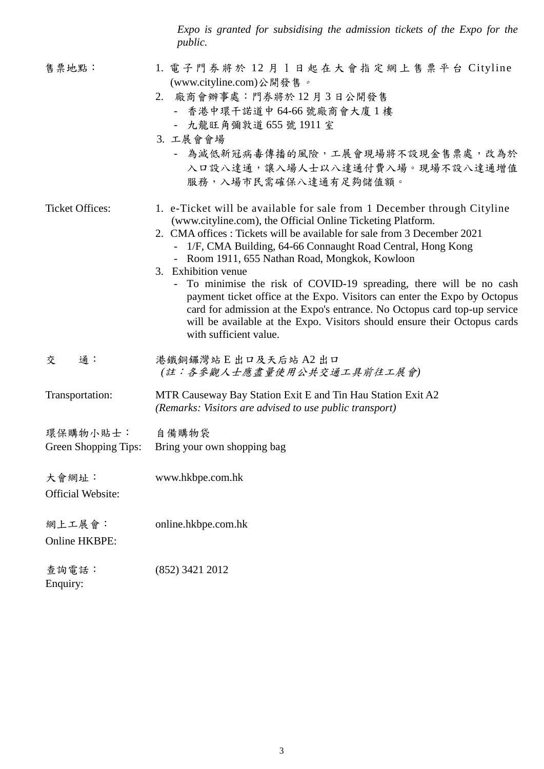*Expo is granted for subsidising the admission tickets of the Expo for the public.*

售票地點：

1. 電子門券將於 12 月 1 日起在大會指定網上售票平台 Cityline (www.cityline.com)公開發售。
2. 廠商會辦事處：門券將於 12 月 3 日公開發售
   - 香港中環干諾道中 64-66 號廠商會大廈 1 樓
   - 九龍旺角彌敦道 655 號 1911 室
3. 工展會會場
   - 為減低新冠病毒傳播的風險，工展會現場將不設現金售票處，改為於入口設八達通，讓入場人士以八達通付費入場。現場不設八達通增值服務，入場市民需確保八達通有足夠儲值額。

Ticket Offices:

1. e-Ticket will be available for sale from 1 December through Cityline (www.cityline.com), the Official Online Ticketing Platform.
2. CMA offices : Tickets will be available for sale from 3 December 2021
   - 1/F, CMA Building, 64-66 Connaught Road Central, Hong Kong
   - Room 1911, 655 Nathan Road, Mongkok, Kowloon
3. Exhibition venue
   - To minimise the risk of COVID-19 spreading, there will be no cash payment ticket office at the Expo. Visitors can enter the Expo by Octopus card for admission at the Expo's entrance. No Octopus card top-up service will be available at the Expo. Visitors should ensure their Octopus cards with sufficient value.

交　　通：

港鐵銅鑼灣站 E 出口及天后站 A2 出口
*(註：各參觀人士應盡量使用公共交通工具前往工展會)*

Transportation:

MTR Causeway Bay Station Exit E and Tin Hau Station Exit A2
*(Remarks: Visitors are advised to use public transport)*

環保購物小貼士：　自備購物袋
Green Shopping Tips:　Bring your own shopping bag

大會網址：
Official Website:　www.hkbpe.com.hk

網上工展會：
Online HKBPE:　online.hkbpe.com.hk

查詢電話：
Enquiry:　(852) 3421 2012